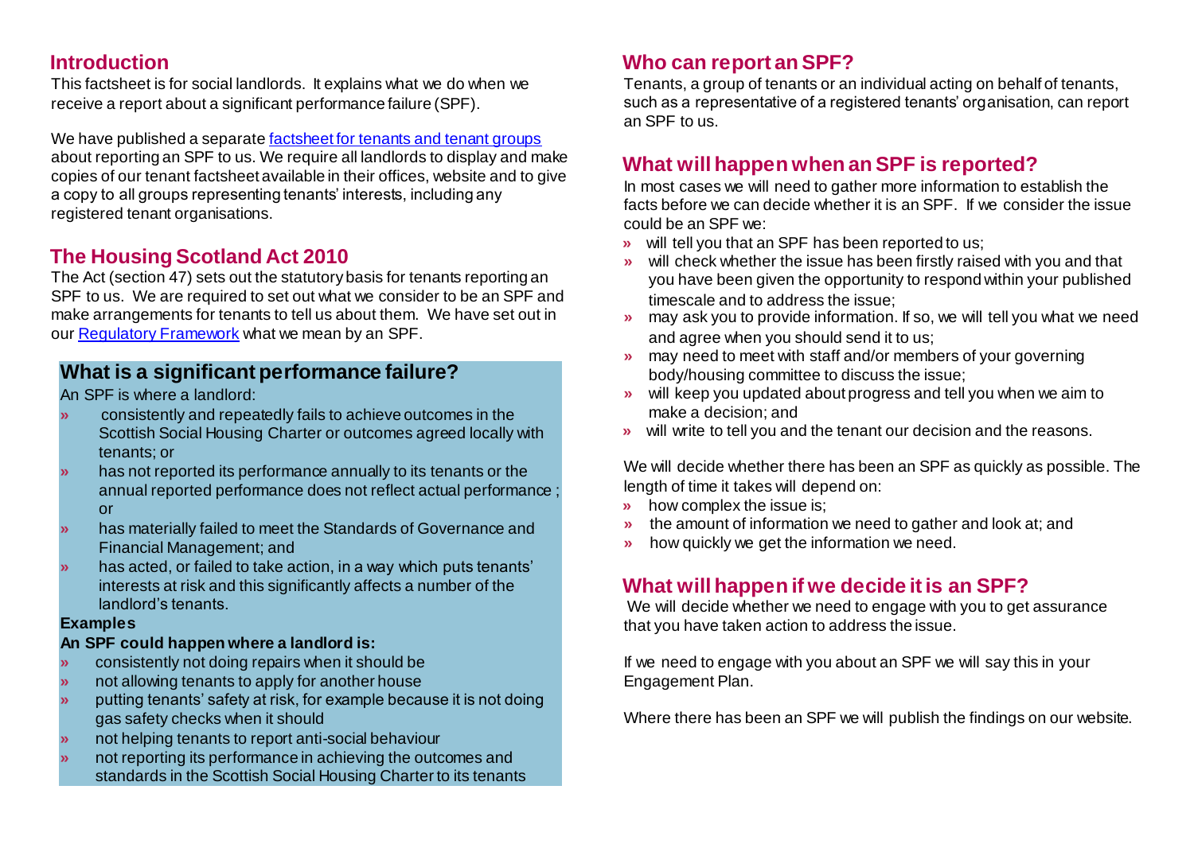## Introduction

This factsheet is for social landlords. It explains what we do when we receive a report about a significant performance failure (SPF).

We have published a separate [factsheet for tenants and tenant groups](#) about reporting an SPF to us. We require all landlords to display and make copies of our tenant factsheet available in their offices, website and to give a copy to all groups representing tenants' interests, including any registered tenant organisations.

## The Housing Scotland Act 2010

The Act (section 47) sets out the statutory basis for tenants reporting an SPF to us. We are required to set out what we consider to be an SPF and make arrangements for tenants to tell us about them. We have set out in our [Regulatory Framework](#) what we mean by an SPF.

## What is a significant performance failure?

An SPF is where a landlord:

- consistently and repeatedly fails to achieve outcomes in the Scottish Social Housing Charter or outcomes agreed locally with tenants; or
- has not reported its performance annually to its tenants or the annual reported performance does not reflect actual performance ; or
- has materially failed to meet the Standards of Governance and Financial Management; and
- has acted, or failed to take action, in a way which puts tenants' interests at risk and this significantly affects a number of the landlord's tenants.

**Examples**

**An SPF could happen where a landlord is:**

- consistently not doing repairs when it should be
- not allowing tenants to apply for another house
- putting tenants' safety at risk, for example because it is not doing gas safety checks when it should
- not helping tenants to report anti-social behaviour
- not reporting its performance in achieving the outcomes and standards in the Scottish Social Housing Charter to its tenants

## Who can report an SPF?

Tenants, a group of tenants or an individual acting on behalf of tenants, such as a representative of a registered tenants' organisation, can report an SPF to us.

## What will happen when an SPF is reported?

In most cases we will need to gather more information to establish the facts before we can decide whether it is an SPF. If we consider the issue could be an SPF we:

- will tell you that an SPF has been reported to us;
- will check whether the issue has been firstly raised with you and that you have been given the opportunity to respond within your published timescale and to address the issue;
- may ask you to provide information. If so, we will tell you what we need and agree when you should send it to us;
- may need to meet with staff and/or members of your governing body/housing committee to discuss the issue;
- will keep you updated about progress and tell you when we aim to make a decision; and
- will write to tell you and the tenant our decision and the reasons.

We will decide whether there has been an SPF as quickly as possible. The length of time it takes will depend on:

- how complex the issue is;
- the amount of information we need to gather and look at; and
- how quickly we get the information we need.

## What will happen if we decide it is an SPF?

We will decide whether we need to engage with you to get assurance that you have taken action to address the issue.

If we need to engage with you about an SPF we will say this in your Engagement Plan.

Where there has been an SPF we will publish the findings on our website.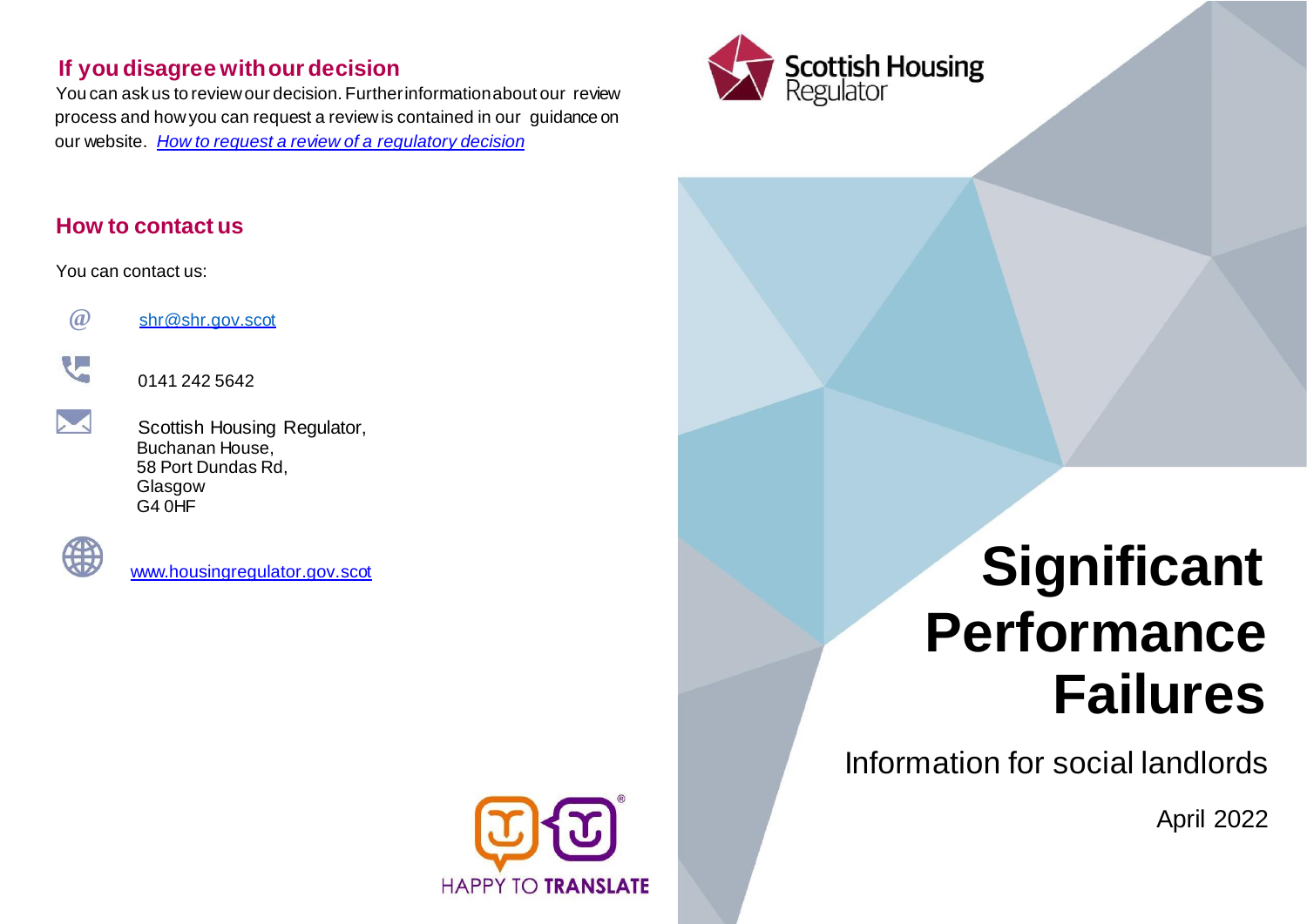## If you disagree with our decision

You can ask us to review our decision. Further information about our review process and how you can request a review is contained in our guidance on our website. *How to request a review of a regulatory decision*

## How to contact us

You can contact us:

shr@shr.gov.scot

0141 242 5642

Scottish Housing Regulator,
Buchanan House,
58 Port Dundas Rd,
Glasgow
G4 0HF

www.housingregulator.gov.scot

HAPPY TO TRANSLATE

Scottish Housing Regulator

# Significant Performance Failures

Information for social landlords

April 2022